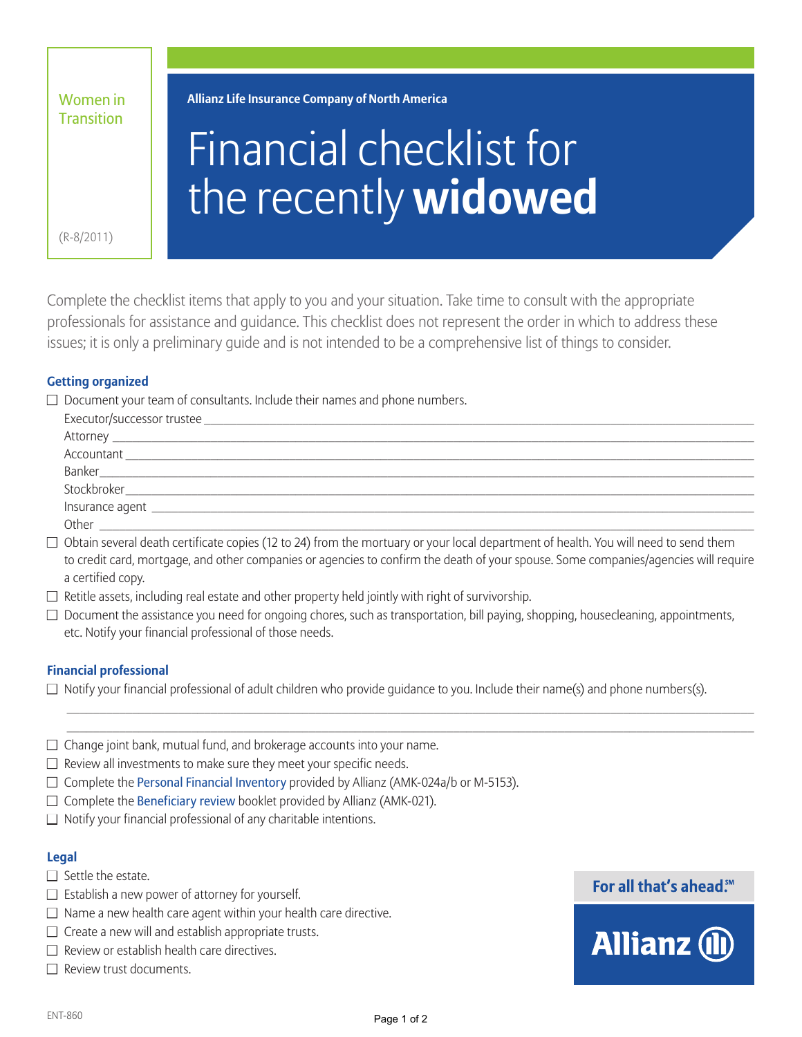Women in Transition

(R-8/2011)

**Allianz Life Insurance Company of North America**

# Financial checklist for the recently **widowed**

Complete the checklist items that apply to you and your situation. Take time to consult with the appropriate professionals for assistance and guidance. This checklist does not represent the order in which to address these issues; it is only a preliminary guide and is not intended to be a comprehensive list of things to consider.

## Getting organized

- ☐ Document your team of consultants. Include their names and phone numbers.
  - Executor/successor trustee ______________________________
  - Attorney ______________________________
  - Accountant ______________________________
  - Banker ______________________________
  - Stockbroker ______________________________
  - Insurance agent ______________________________
  - Other ______________________________
- ☐ Obtain several death certificate copies (12 to 24) from the mortuary or your local department of health. You will need to send them to credit card, mortgage, and other companies or agencies to confirm the death of your spouse. Some companies/agencies will require a certified copy.
- ☐ Retitle assets, including real estate and other property held jointly with right of survivorship.
- ☐ Document the assistance you need for ongoing chores, such as transportation, bill paying, shopping, housecleaning, appointments, etc. Notify your financial professional of those needs.

## Financial professional

- ☐ Notify your financial professional of adult children who provide guidance to you. Include their name(s) and phone numbers(s).

  ______________________________

  ______________________________
- ☐ Change joint bank, mutual fund, and brokerage accounts into your name.
- ☐ Review all investments to make sure they meet your specific needs.
- ☐ Complete the Personal Financial Inventory provided by Allianz (AMK-024a/b or M-5153).
- ☐ Complete the Beneficiary review booklet provided by Allianz (AMK-021).
- ☐ Notify your financial professional of any charitable intentions.

## Legal

- ☐ Settle the estate.
- ☐ Establish a new power of attorney for yourself.
- ☐ Name a new health care agent within your health care directive.
- ☐ Create a new will and establish appropriate trusts.
- ☐ Review or establish health care directives.
- ☐ Review trust documents.

For all that's ahead.℠

Allianz

ENT-860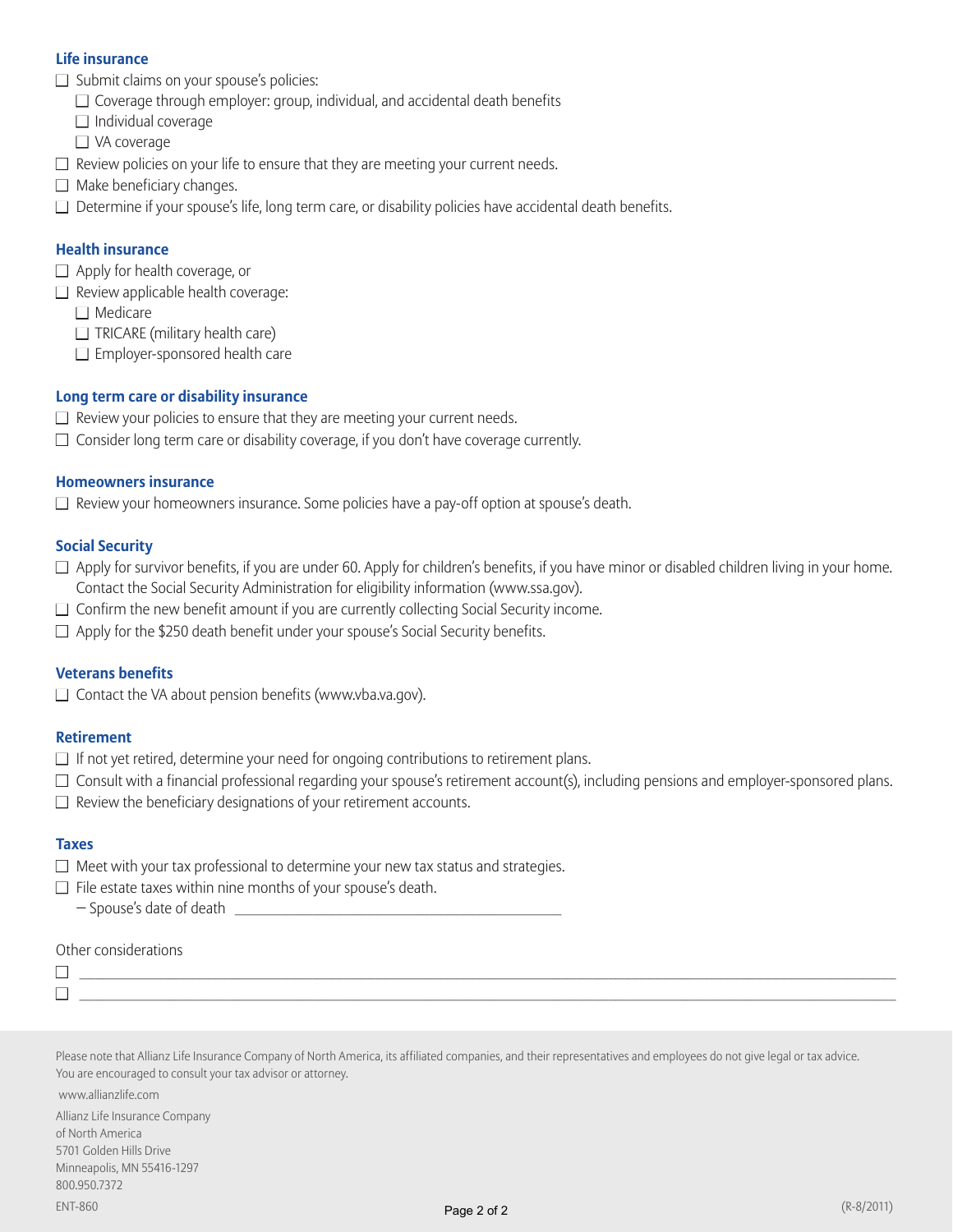## Life insurance

- ☐ Submit claims on your spouse's policies:
  - ☐ Coverage through employer: group, individual, and accidental death benefits
  - ☐ Individual coverage
  - ☐ VA coverage
- ☐ Review policies on your life to ensure that they are meeting your current needs.
- ☐ Make beneficiary changes.
- ☐ Determine if your spouse's life, long term care, or disability policies have accidental death benefits.

## Health insurance

- ☐ Apply for health coverage, or
- ☐ Review applicable health coverage:
  - ☐ Medicare
  - ☐ TRICARE (military health care)
  - ☐ Employer-sponsored health care

## Long term care or disability insurance

- ☐ Review your policies to ensure that they are meeting your current needs.
- ☐ Consider long term care or disability coverage, if you don't have coverage currently.

## Homeowners insurance

- ☐ Review your homeowners insurance. Some policies have a pay-off option at spouse's death.

## Social Security

- ☐ Apply for survivor benefits, if you are under 60. Apply for children's benefits, if you have minor or disabled children living in your home. Contact the Social Security Administration for eligibility information (www.ssa.gov).
- ☐ Confirm the new benefit amount if you are currently collecting Social Security income.
- ☐ Apply for the $250 death benefit under your spouse's Social Security benefits.

## Veterans benefits

- ☐ Contact the VA about pension benefits (www.vba.va.gov).

## Retirement

- ☐ If not yet retired, determine your need for ongoing contributions to retirement plans.
- ☐ Consult with a financial professional regarding your spouse's retirement account(s), including pensions and employer-sponsored plans.
- ☐ Review the beneficiary designations of your retirement accounts.

## Taxes

- ☐ Meet with your tax professional to determine your new tax status and strategies.
- ☐ File estate taxes within nine months of your spouse's death.
  – Spouse's date of death ______________________________

Other considerations

- ☐ ____________________________________________________________
- ☐ ____________________________________________________________

Please note that Allianz Life Insurance Company of North America, its affiliated companies, and their representatives and employees do not give legal or tax advice. You are encouraged to consult your tax advisor or attorney.

www.allianzlife.com

Allianz Life Insurance Company
of North America
5701 Golden Hills Drive
Minneapolis, MN 55416-1297
800.950.7372

ENT-860 (R-8/2011)